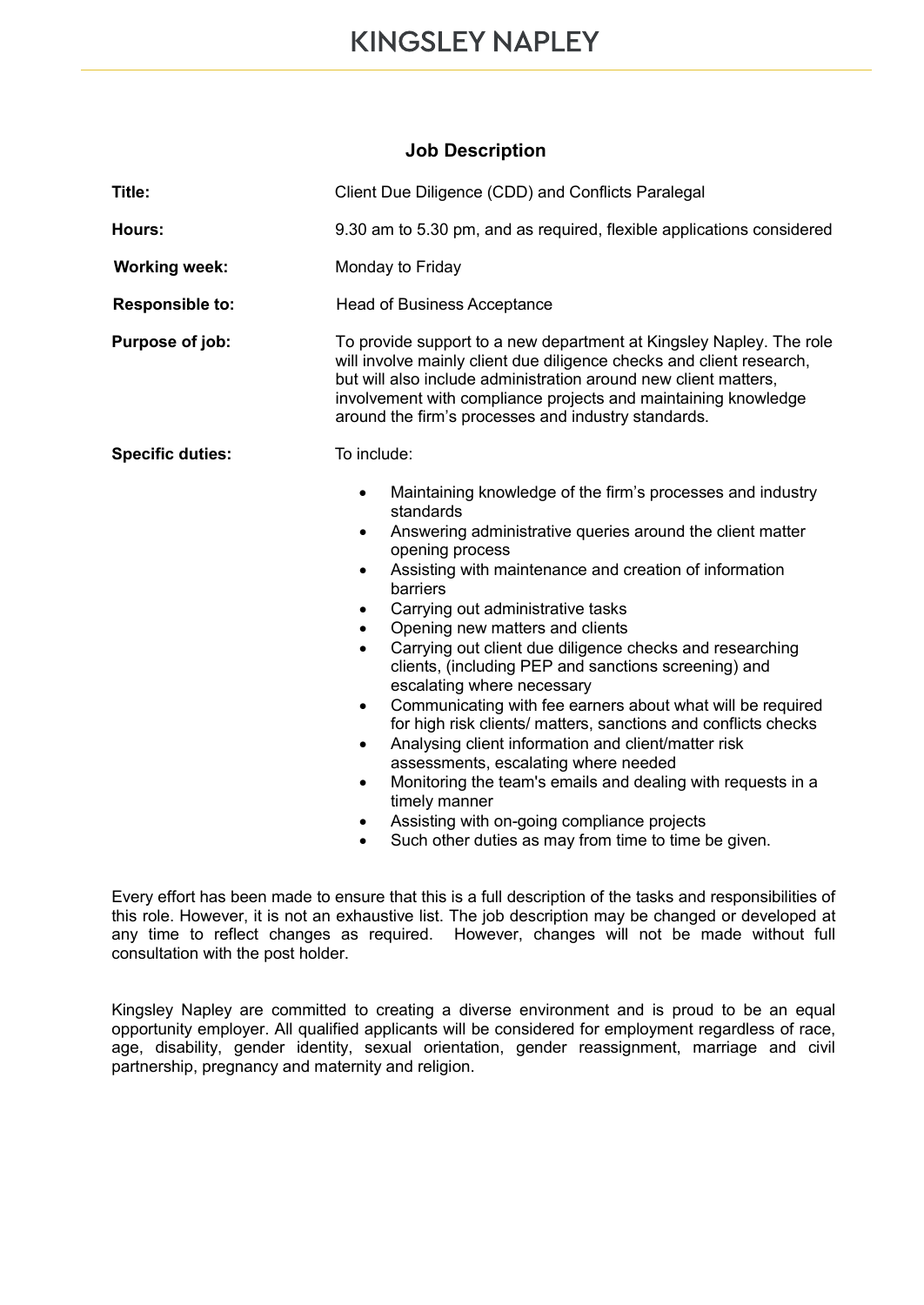# KINGSLEY NAPLEY

## Job Description

| | |
|---|---|
| **Title:** | Client Due Diligence (CDD) and Conflicts Paralegal |
| **Hours:** | 9.30 am to 5.30 pm, and as required, flexible applications considered |
| **Working week:** | Monday to Friday |
| **Responsible to:** | Head of Business Acceptance |
| **Purpose of job:** | To provide support to a new department at Kingsley Napley. The role will involve mainly client due diligence checks and client research, but will also include administration around new client matters, involvement with compliance projects and maintaining knowledge around the firm's processes and industry standards. |
| **Specific duties:** | To include: |

- Maintaining knowledge of the firm's processes and industry standards
- Answering administrative queries around the client matter opening process
- Assisting with maintenance and creation of information barriers
- Carrying out administrative tasks
- Opening new matters and clients
- Carrying out client due diligence checks and researching clients, (including PEP and sanctions screening) and escalating where necessary
- Communicating with fee earners about what will be required for high risk clients/ matters, sanctions and conflicts checks
- Analysing client information and client/matter risk assessments, escalating where needed
- Monitoring the team's emails and dealing with requests in a timely manner
- Assisting with on-going compliance projects
- Such other duties as may from time to time be given.

Every effort has been made to ensure that this is a full description of the tasks and responsibilities of this role. However, it is not an exhaustive list. The job description may be changed or developed at any time to reflect changes as required. However, changes will not be made without full consultation with the post holder.

Kingsley Napley are committed to creating a diverse environment and is proud to be an equal opportunity employer. All qualified applicants will be considered for employment regardless of race, age, disability, gender identity, sexual orientation, gender reassignment, marriage and civil partnership, pregnancy and maternity and religion.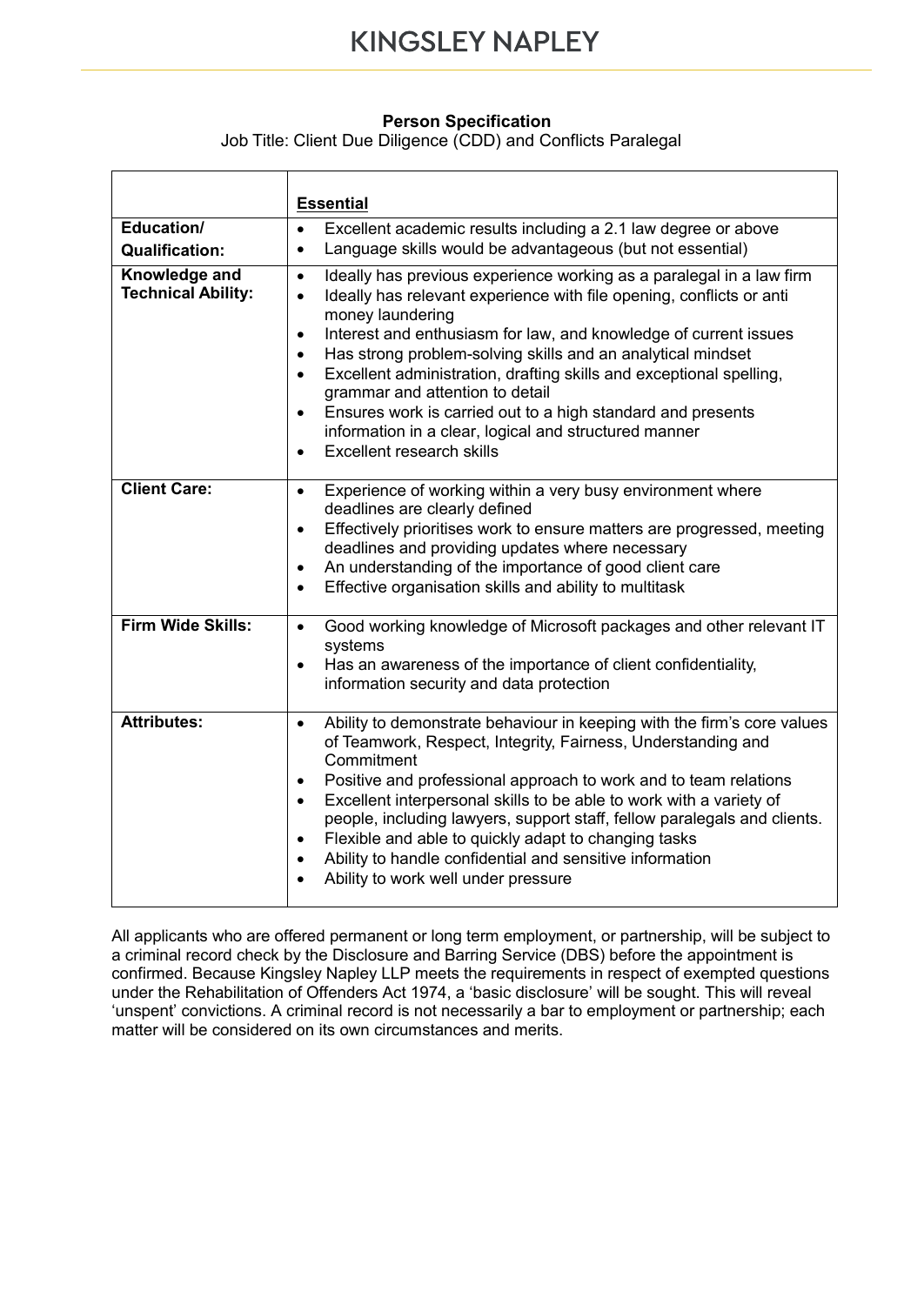# KINGSLEY NAPLEY

**Person Specification**

Job Title: Client Due Diligence (CDD) and Conflicts Paralegal

| | **Essential** |
|---|---|
| **Education/ Qualification:** | • Excellent academic results including a 2.1 law degree or above<br>• Language skills would be advantageous (but not essential) |
| **Knowledge and Technical Ability:** | • Ideally has previous experience working as a paralegal in a law firm<br>• Ideally has relevant experience with file opening, conflicts or anti money laundering<br>• Interest and enthusiasm for law, and knowledge of current issues<br>• Has strong problem-solving skills and an analytical mindset<br>• Excellent administration, drafting skills and exceptional spelling, grammar and attention to detail<br>• Ensures work is carried out to a high standard and presents information in a clear, logical and structured manner<br>• Excellent research skills |
| **Client Care:** | • Experience of working within a very busy environment where deadlines are clearly defined<br>• Effectively prioritises work to ensure matters are progressed, meeting deadlines and providing updates where necessary<br>• An understanding of the importance of good client care<br>• Effective organisation skills and ability to multitask |
| **Firm Wide Skills:** | • Good working knowledge of Microsoft packages and other relevant IT systems<br>• Has an awareness of the importance of client confidentiality, information security and data protection |
| **Attributes:** | • Ability to demonstrate behaviour in keeping with the firm's core values of Teamwork, Respect, Integrity, Fairness, Understanding and Commitment<br>• Positive and professional approach to work and to team relations<br>• Excellent interpersonal skills to be able to work with a variety of people, including lawyers, support staff, fellow paralegals and clients.<br>• Flexible and able to quickly adapt to changing tasks<br>• Ability to handle confidential and sensitive information<br>• Ability to work well under pressure |

All applicants who are offered permanent or long term employment, or partnership, will be subject to a criminal record check by the Disclosure and Barring Service (DBS) before the appointment is confirmed. Because Kingsley Napley LLP meets the requirements in respect of exempted questions under the Rehabilitation of Offenders Act 1974, a 'basic disclosure' will be sought. This will reveal 'unspent' convictions. A criminal record is not necessarily a bar to employment or partnership; each matter will be considered on its own circumstances and merits.